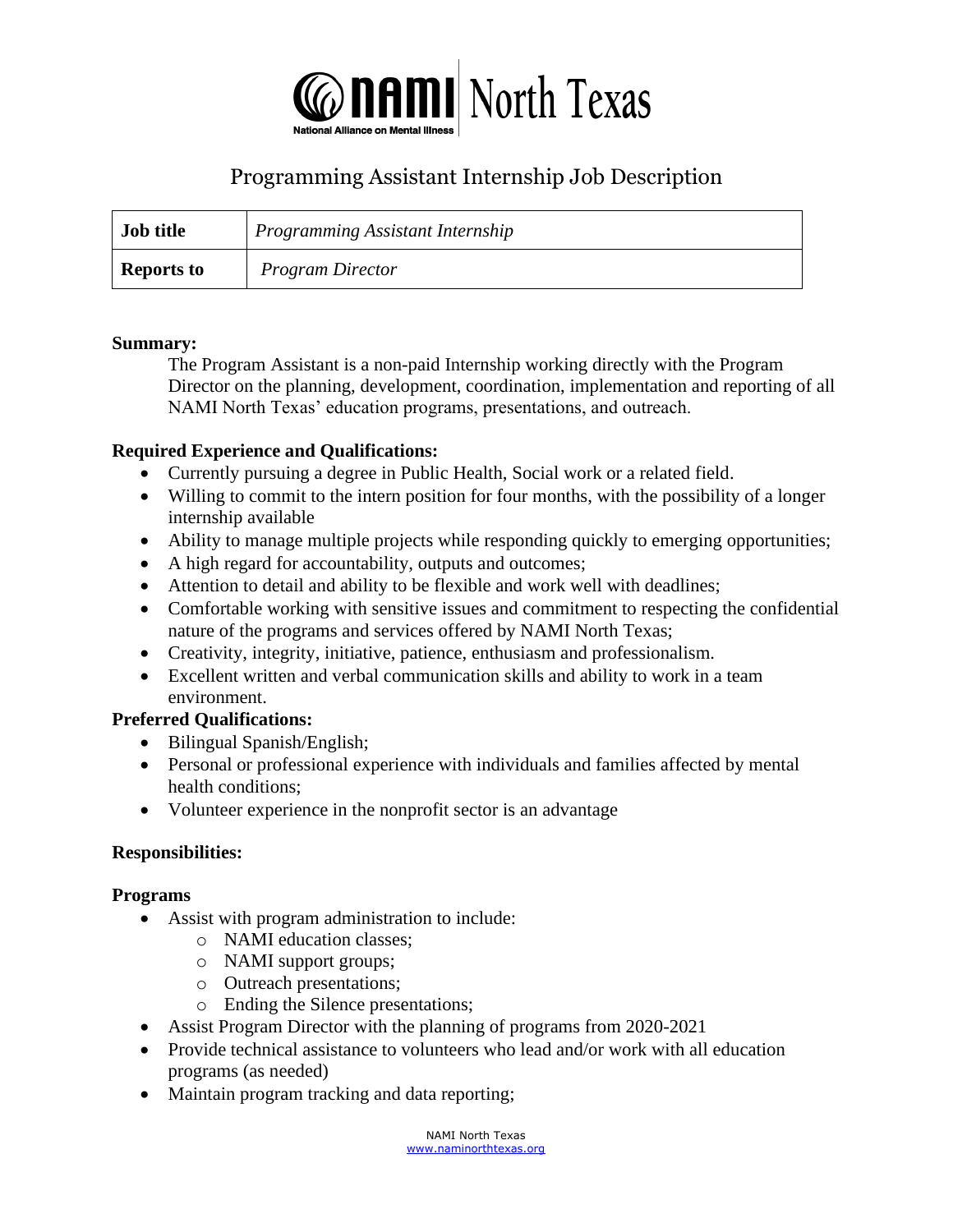NAMI North Texas

National Alliance on Mental Illness

# Programming Assistant Internship Job Description

| **Job title** | *Programming Assistant Internship* |
|---|---|
| **Reports to** | *Program Director* |

**Summary:**

The Program Assistant is a non-paid Internship working directly with the Program Director on the planning, development, coordination, implementation and reporting of all NAMI North Texas' education programs, presentations, and outreach.

**Required Experience and Qualifications:**

- Currently pursuing a degree in Public Health, Social work or a related field.
- Willing to commit to the intern position for four months, with the possibility of a longer internship available
- Ability to manage multiple projects while responding quickly to emerging opportunities;
- A high regard for accountability, outputs and outcomes;
- Attention to detail and ability to be flexible and work well with deadlines;
- Comfortable working with sensitive issues and commitment to respecting the confidential nature of the programs and services offered by NAMI North Texas;
- Creativity, integrity, initiative, patience, enthusiasm and professionalism.
- Excellent written and verbal communication skills and ability to work in a team environment.

**Preferred Qualifications:**

- Bilingual Spanish/English;
- Personal or professional experience with individuals and families affected by mental health conditions;
- Volunteer experience in the nonprofit sector is an advantage

**Responsibilities:**

**Programs**

- Assist with program administration to include:
  - NAMI education classes;
  - NAMI support groups;
  - Outreach presentations;
  - Ending the Silence presentations;
- Assist Program Director with the planning of programs from 2020-2021
- Provide technical assistance to volunteers who lead and/or work with all education programs (as needed)
- Maintain program tracking and data reporting;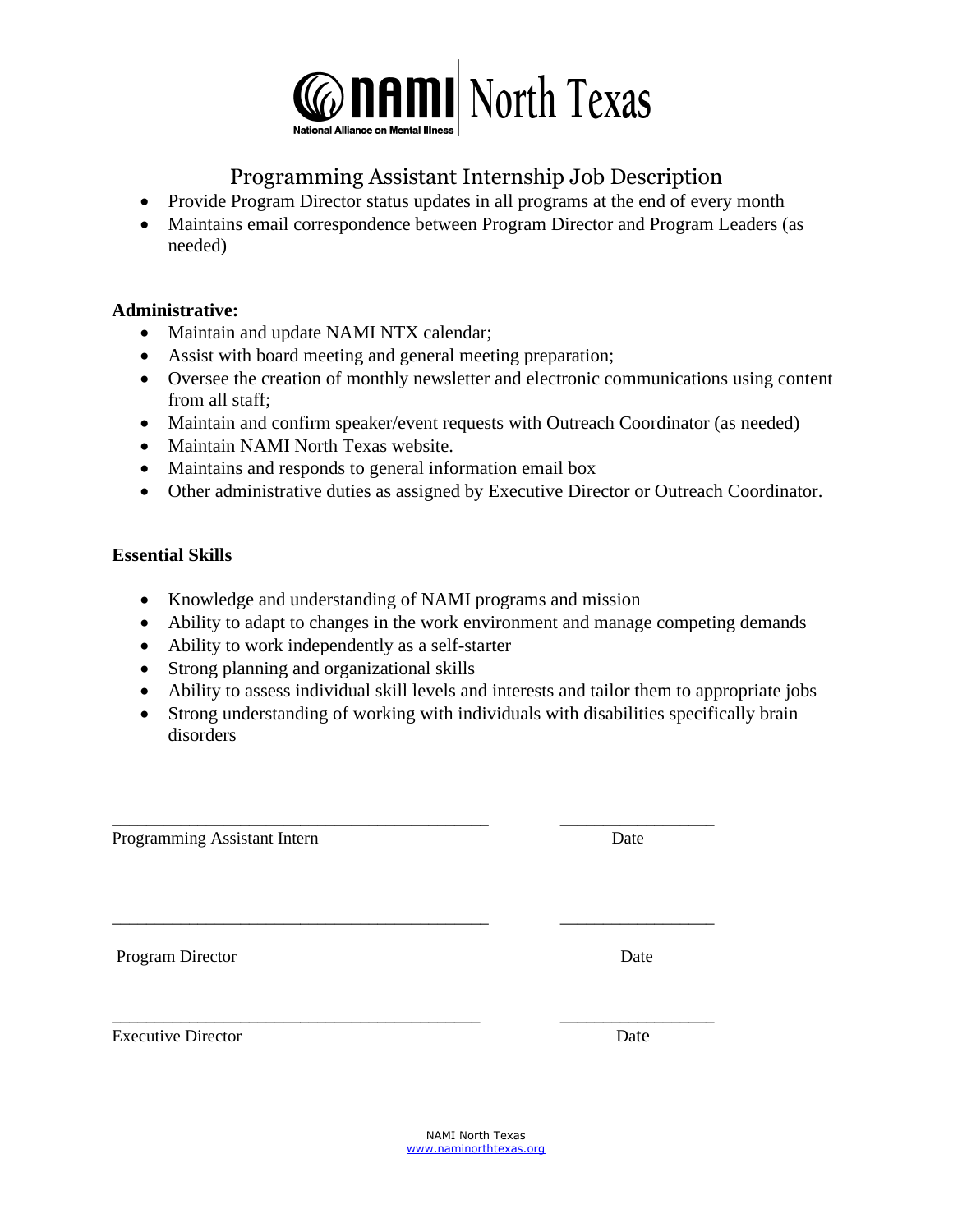# NAMI North Texas

National Alliance on Mental Illness

## Programming Assistant Internship Job Description

- Provide Program Director status updates in all programs at the end of every month
- Maintains email correspondence between Program Director and Program Leaders (as needed)

**Administrative:**

- Maintain and update NAMI NTX calendar;
- Assist with board meeting and general meeting preparation;
- Oversee the creation of monthly newsletter and electronic communications using content from all staff;
- Maintain and confirm speaker/event requests with Outreach Coordinator (as needed)
- Maintain NAMI North Texas website.
- Maintains and responds to general information email box
- Other administrative duties as assigned by Executive Director or Outreach Coordinator.

**Essential Skills**

- Knowledge and understanding of NAMI programs and mission
- Ability to adapt to changes in the work environment and manage competing demands
- Ability to work independently as a self-starter
- Strong planning and organizational skills
- Ability to assess individual skill levels and interests and tailor them to appropriate jobs
- Strong understanding of working with individuals with disabilities specifically brain disorders

\_\_\_\_\_\_\_\_\_\_\_\_\_\_\_\_\_\_\_\_\_\_\_\_\_\_\_\_\_\_\_\_\_\_\_\_\_\_\_\_\_\_ \_\_\_\_\_\_\_\_\_\_\_\_\_\_\_\_\_

Programming Assistant Intern Date

\_\_\_\_\_\_\_\_\_\_\_\_\_\_\_\_\_\_\_\_\_\_\_\_\_\_\_\_\_\_\_\_\_\_\_\_\_\_\_\_\_\_ \_\_\_\_\_\_\_\_\_\_\_\_\_\_\_\_\_

Program Director Date

\_\_\_\_\_\_\_\_\_\_\_\_\_\_\_\_\_\_\_\_\_\_\_\_\_\_\_\_\_\_\_\_\_\_\_\_\_\_\_\_\_\_ \_\_\_\_\_\_\_\_\_\_\_\_\_\_\_\_\_

Executive Director Date

NAMI North Texas
www.naminorthtexas.org